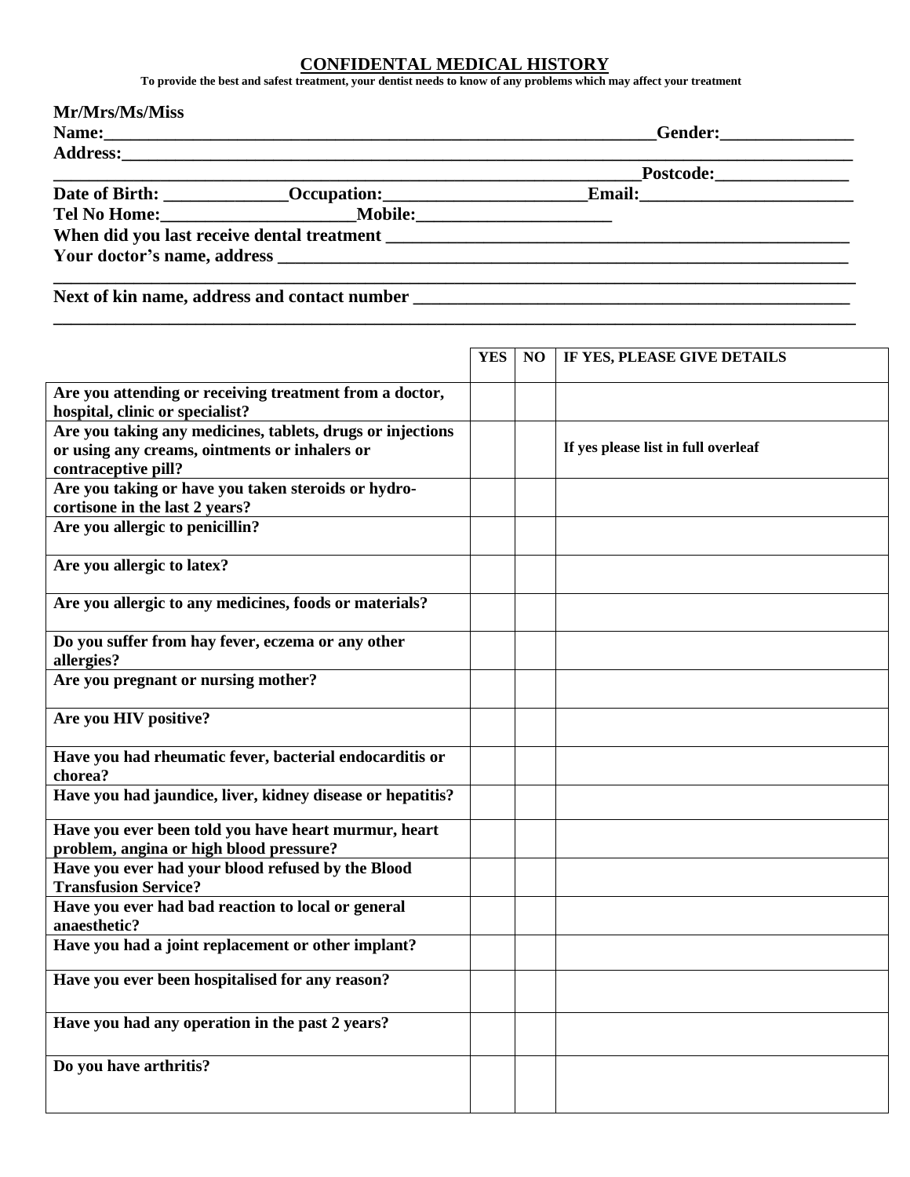# CONFIDENTAL MEDICAL HISTORY

**To provide the best and safest treatment, your dentist needs to know of any problems which may affect your treatment**

**Mr/Mrs/Ms/Miss**

**Name:**_______________________________________________________________**Gender:**_______________

**Address:**___________________________________________________________________________

_________________________________________________________________**Postcode:**_______________

**Date of Birth:** ______________**Occupation:**________________________**Email:**_________________________

**Tel No Home:**______________________**Mobile:**______________________

**When did you last receive dental treatment** _____________________________________________________

**Your doctor's name, address** _________________________________________________________________

_____________________________________________________________________________________________

**Next of kin name, address and contact number** _________________________________________________

_____________________________________________________________________________________________

| | YES | NO | IF YES, PLEASE GIVE DETAILS |
|---|---|---|---|
| **Are you attending or receiving treatment from a doctor, hospital, clinic or specialist?** | | | |
| **Are you taking any medicines, tablets, drugs or injections or using any creams, ointments or inhalers or contraceptive pill?** | | | **If yes please list in full overleaf** |
| **Are you taking or have you taken steroids or hydro-cortisone in the last 2 years?** | | | |
| **Are you allergic to penicillin?** | | | |
| **Are you allergic to latex?** | | | |
| **Are you allergic to any medicines, foods or materials?** | | | |
| **Do you suffer from hay fever, eczema or any other allergies?** | | | |
| **Are you pregnant or nursing mother?** | | | |
| **Are you HIV positive?** | | | |
| **Have you had rheumatic fever, bacterial endocarditis or chorea?** | | | |
| **Have you had jaundice, liver, kidney disease or hepatitis?** | | | |
| **Have you ever been told you have heart murmur, heart problem, angina or high blood pressure?** | | | |
| **Have you ever had your blood refused by the Blood Transfusion Service?** | | | |
| **Have you ever had bad reaction to local or general anaesthetic?** | | | |
| **Have you had a joint replacement or other implant?** | | | |
| **Have you ever been hospitalised for any reason?** | | | |
| **Have you had any operation in the past 2 years?** | | | |
| **Do you have arthritis?** | | | |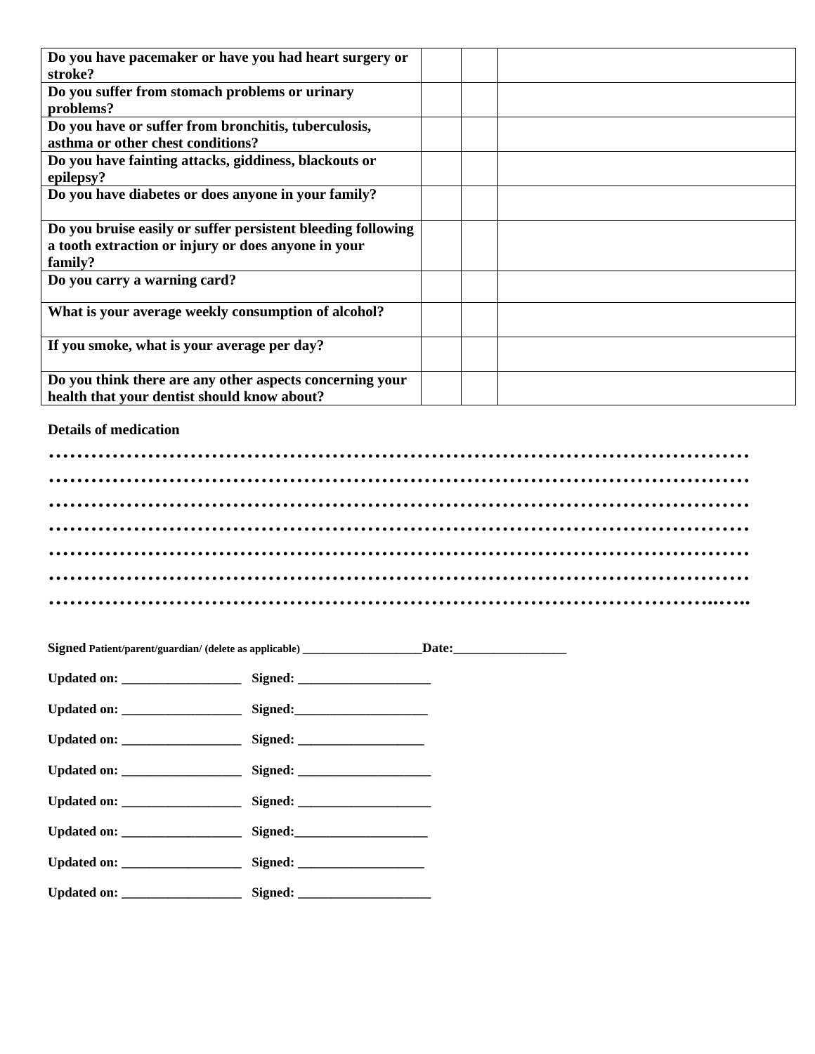| | | | |
|---|---|---|---|
| **Do you have pacemaker or have you had heart surgery or stroke?** | | | |
| **Do you suffer from stomach problems or urinary problems?** | | | |
| **Do you have or suffer from bronchitis, tuberculosis, asthma or other chest conditions?** | | | |
| **Do you have fainting attacks, giddiness, blackouts or epilepsy?** | | | |
| **Do you have diabetes or does anyone in your family?** | | | |
| **Do you bruise easily or suffer persistent bleeding following a tooth extraction or injury or does anyone in your family?** | | | |
| **Do you carry a warning card?** | | | |
| **What is your average weekly consumption of alcohol?** | | | |
| **If you smoke, what is your average per day?** | | | |
| **Do you think there are any other aspects concerning your health that your dentist should know about?** | | | |

**Details of medication**

…………………………………………………………………………………………
…………………………………………………………………………………………
…………………………………………………………………………………………
…………………………………………………………………………………………
…………………………………………………………………………………………
…………………………………………………………………………………………
…………………………………………………………………………………………

**Signed** Patient/parent/guardian/ (delete as applicable) ___________________**Date:**_________________

**Updated on:** __________________ **Signed:** ____________________

**Updated on:** __________________ **Signed:**____________________

**Updated on:** __________________ **Signed:** ___________________

**Updated on:** __________________ **Signed:** ____________________

**Updated on:** __________________ **Signed:** ____________________

**Updated on:** __________________ **Signed:**____________________

**Updated on:** __________________ **Signed:** ___________________

**Updated on:** __________________ **Signed:** ____________________